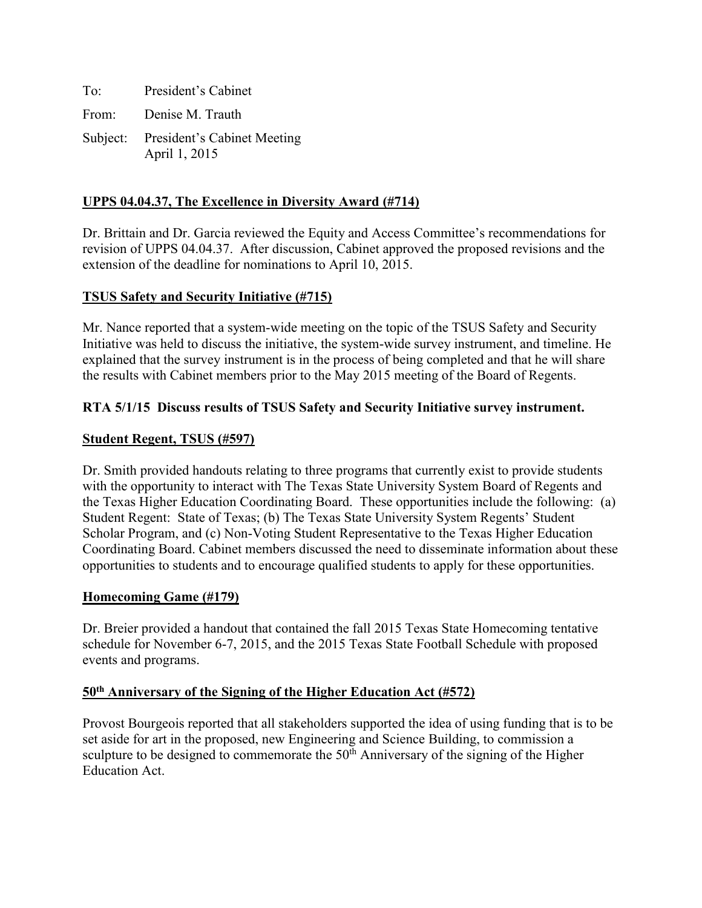To: President's Cabinet

From: Denise M. Trauth

Subject: President's Cabinet Meeting  
April 1, 2015

**UPPS 04.04.37, The Excellence in Diversity Award (#714)**

Dr. Brittain and Dr. Garcia reviewed the Equity and Access Committee's recommendations for revision of UPPS 04.04.37. After discussion, Cabinet approved the proposed revisions and the extension of the deadline for nominations to April 10, 2015.

**TSUS Safety and Security Initiative (#715)**

Mr. Nance reported that a system-wide meeting on the topic of the TSUS Safety and Security Initiative was held to discuss the initiative, the system-wide survey instrument, and timeline. He explained that the survey instrument is in the process of being completed and that he will share the results with Cabinet members prior to the May 2015 meeting of the Board of Regents.

**RTA 5/1/15 Discuss results of TSUS Safety and Security Initiative survey instrument.**

**Student Regent, TSUS (#597)**

Dr. Smith provided handouts relating to three programs that currently exist to provide students with the opportunity to interact with The Texas State University System Board of Regents and the Texas Higher Education Coordinating Board. These opportunities include the following: (a) Student Regent: State of Texas; (b) The Texas State University System Regents' Student Scholar Program, and (c) Non-Voting Student Representative to the Texas Higher Education Coordinating Board. Cabinet members discussed the need to disseminate information about these opportunities to students and to encourage qualified students to apply for these opportunities.

**Homecoming Game (#179)**

Dr. Breier provided a handout that contained the fall 2015 Texas State Homecoming tentative schedule for November 6-7, 2015, and the 2015 Texas State Football Schedule with proposed events and programs.

**50th Anniversary of the Signing of the Higher Education Act (#572)**

Provost Bourgeois reported that all stakeholders supported the idea of using funding that is to be set aside for art in the proposed, new Engineering and Science Building, to commission a sculpture to be designed to commemorate the 50th Anniversary of the signing of the Higher Education Act.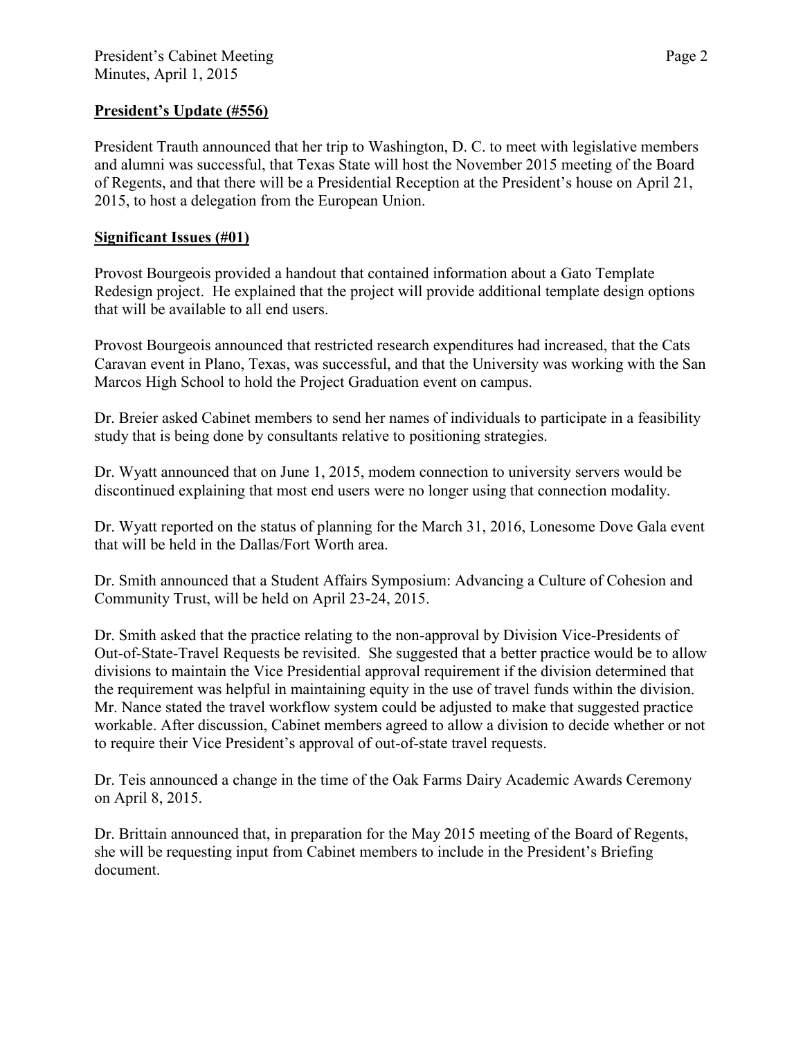**President's Update (#556)**

President Trauth announced that her trip to Washington, D. C. to meet with legislative members and alumni was successful, that Texas State will host the November 2015 meeting of the Board of Regents, and that there will be a Presidential Reception at the President's house on April 21, 2015, to host a delegation from the European Union.

**Significant Issues (#01)**

Provost Bourgeois provided a handout that contained information about a Gato Template Redesign project. He explained that the project will provide additional template design options that will be available to all end users.

Provost Bourgeois announced that restricted research expenditures had increased, that the Cats Caravan event in Plano, Texas, was successful, and that the University was working with the San Marcos High School to hold the Project Graduation event on campus.

Dr. Breier asked Cabinet members to send her names of individuals to participate in a feasibility study that is being done by consultants relative to positioning strategies.

Dr. Wyatt announced that on June 1, 2015, modem connection to university servers would be discontinued explaining that most end users were no longer using that connection modality.

Dr. Wyatt reported on the status of planning for the March 31, 2016, Lonesome Dove Gala event that will be held in the Dallas/Fort Worth area.

Dr. Smith announced that a Student Affairs Symposium: Advancing a Culture of Cohesion and Community Trust, will be held on April 23-24, 2015.

Dr. Smith asked that the practice relating to the non-approval by Division Vice-Presidents of Out-of-State-Travel Requests be revisited. She suggested that a better practice would be to allow divisions to maintain the Vice Presidential approval requirement if the division determined that the requirement was helpful in maintaining equity in the use of travel funds within the division. Mr. Nance stated the travel workflow system could be adjusted to make that suggested practice workable. After discussion, Cabinet members agreed to allow a division to decide whether or not to require their Vice President's approval of out-of-state travel requests.

Dr. Teis announced a change in the time of the Oak Farms Dairy Academic Awards Ceremony on April 8, 2015.

Dr. Brittain announced that, in preparation for the May 2015 meeting of the Board of Regents, she will be requesting input from Cabinet members to include in the President's Briefing document.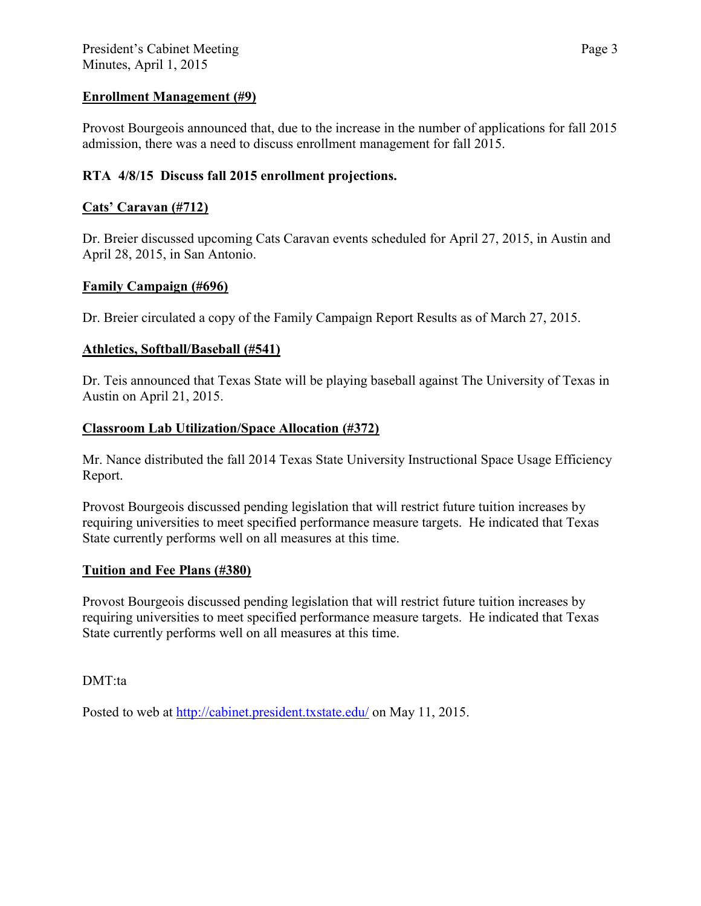**Enrollment Management (#9)**

Provost Bourgeois announced that, due to the increase in the number of applications for fall 2015 admission, there was a need to discuss enrollment management for fall 2015.

**RTA 4/8/15 Discuss fall 2015 enrollment projections.**

**Cats' Caravan (#712)**

Dr. Breier discussed upcoming Cats Caravan events scheduled for April 27, 2015, in Austin and April 28, 2015, in San Antonio.

**Family Campaign (#696)**

Dr. Breier circulated a copy of the Family Campaign Report Results as of March 27, 2015.

**Athletics, Softball/Baseball (#541)**

Dr. Teis announced that Texas State will be playing baseball against The University of Texas in Austin on April 21, 2015.

**Classroom Lab Utilization/Space Allocation (#372)**

Mr. Nance distributed the fall 2014 Texas State University Instructional Space Usage Efficiency Report.

Provost Bourgeois discussed pending legislation that will restrict future tuition increases by requiring universities to meet specified performance measure targets. He indicated that Texas State currently performs well on all measures at this time.

**Tuition and Fee Plans (#380)**

Provost Bourgeois discussed pending legislation that will restrict future tuition increases by requiring universities to meet specified performance measure targets. He indicated that Texas State currently performs well on all measures at this time.

DMT:ta

Posted to web at http://cabinet.president.txstate.edu/ on May 11, 2015.